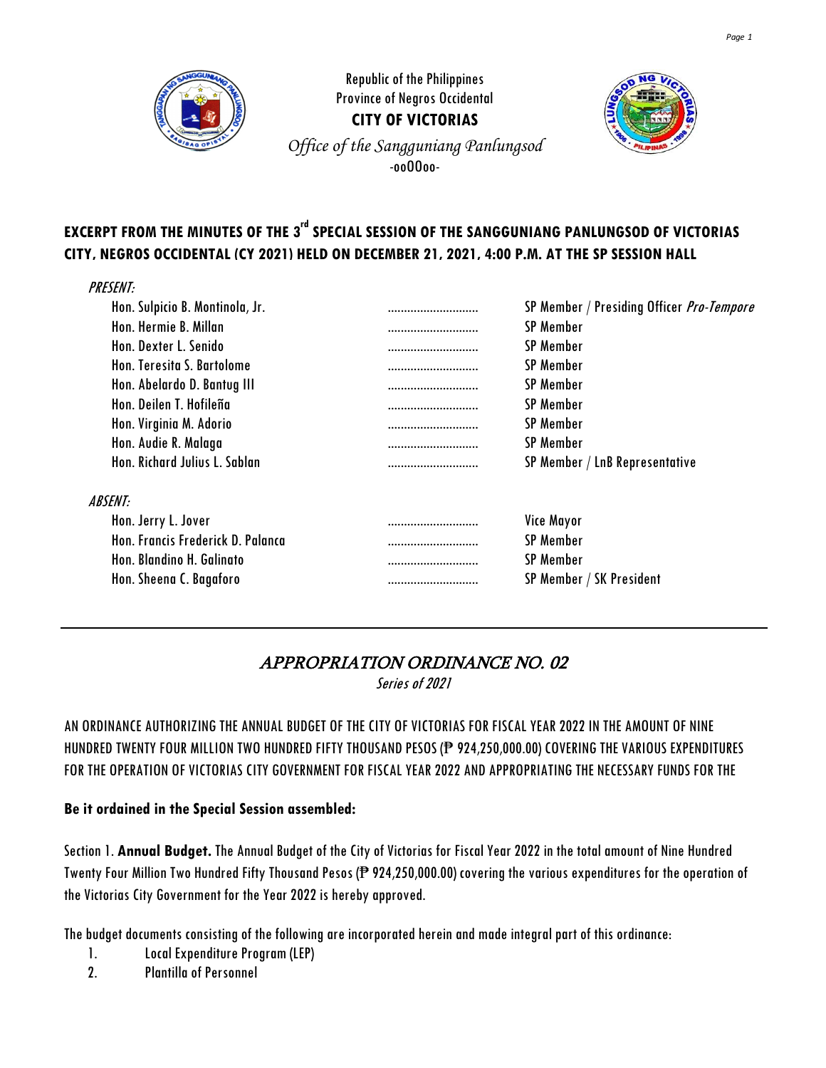Republic of the Philippines
Province of Negros Occidental
**CITY OF VICTORIAS**
*Office of the Sangguniang Panlungsod*
-ooOOoo-

**EXCERPT FROM THE MINUTES OF THE 3rd SPECIAL SESSION OF THE SANGGUNIANG PANLUNGSOD OF VICTORIAS CITY, NEGROS OCCIDENTAL (CY 2021) HELD ON DECEMBER 21, 2021, 4:00 P.M. AT THE SP SESSION HALL**

*PRESENT:*

| | | |
|---|---|---|
| Hon. Sulpicio B. Montinola, Jr. | ............................ | SP Member / Presiding Officer *Pro-Tempore* |
| Hon. Hermie B. Millan | ............................ | SP Member |
| Hon. Dexter L. Senido | ............................ | SP Member |
| Hon. Teresita S. Bartolome | ............................ | SP Member |
| Hon. Abelardo D. Bantug III | ............................ | SP Member |
| Hon. Deilen T. Hofileña | ............................ | SP Member |
| Hon. Virginia M. Adorio | ............................ | SP Member |
| Hon. Audie R. Malaga | ............................ | SP Member |
| Hon. Richard Julius L. Sablan | ............................ | SP Member / LnB Representative |

*ABSENT:*

| | | |
|---|---|---|
| Hon. Jerry L. Jover | ............................ | Vice Mayor |
| Hon. Francis Frederick D. Palanca | ............................ | SP Member |
| Hon. Blandino H. Galinato | ............................ | SP Member |
| Hon. Sheena C. Bagaforo | ............................ | SP Member / SK President |

---

## *APPROPRIATION ORDINANCE NO. 02*

*Series of 2021*

AN ORDINANCE AUTHORIZING THE ANNUAL BUDGET OF THE CITY OF VICTORIAS FOR FISCAL YEAR 2022 IN THE AMOUNT OF NINE HUNDRED TWENTY FOUR MILLION TWO HUNDRED FIFTY THOUSAND PESOS (₱ 924,250,000.00) COVERING THE VARIOUS EXPENDITURES FOR THE OPERATION OF VICTORIAS CITY GOVERNMENT FOR FISCAL YEAR 2022 AND APPROPRIATING THE NECESSARY FUNDS FOR THE

**Be it ordained in the Special Session assembled:**

Section 1. **Annual Budget.** The Annual Budget of the City of Victorias for Fiscal Year 2022 in the total amount of Nine Hundred Twenty Four Million Two Hundred Fifty Thousand Pesos (₱ 924,250,000.00) covering the various expenditures for the operation of the Victorias City Government for the Year 2022 is hereby approved.

The budget documents consisting of the following are incorporated herein and made integral part of this ordinance:

1. Local Expenditure Program (LEP)
2. Plantilla of Personnel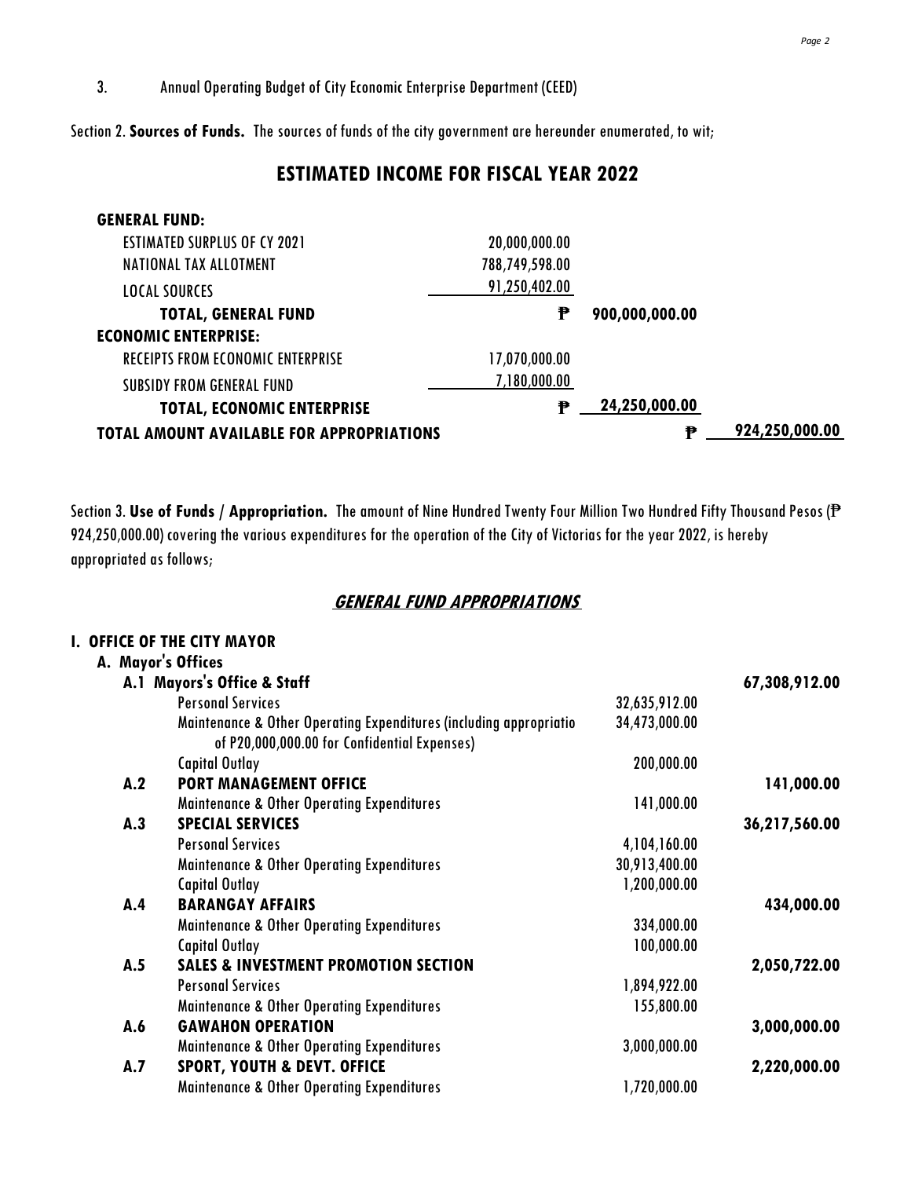3. Annual Operating Budget of City Economic Enterprise Department (CEED)

Section 2. **Sources of Funds.** The sources of funds of the city government are hereunder enumerated, to wit;

## ESTIMATED INCOME FOR FISCAL YEAR 2022

| | | | |
|---|---|---|---|
| **GENERAL FUND:** | | | |
| ESTIMATED SURPLUS OF CY 2021 | 20,000,000.00 | | |
| NATIONAL TAX ALLOTMENT | 788,749,598.00 | | |
| LOCAL SOURCES | 91,250,402.00 | | |
| **TOTAL, GENERAL FUND** | ₱ | 900,000,000.00 | |
| **ECONOMIC ENTERPRISE:** | | | |
| RECEIPTS FROM ECONOMIC ENTERPRISE | 17,070,000.00 | | |
| SUBSIDY FROM GENERAL FUND | 7,180,000.00 | | |
| **TOTAL, ECONOMIC ENTERPRISE** | ₱ | 24,250,000.00 | |
| **TOTAL AMOUNT AVAILABLE FOR APPROPRIATIONS** | | ₱ | 924,250,000.00 |

Section 3. **Use of Funds / Appropriation.** The amount of Nine Hundred Twenty Four Million Two Hundred Fifty Thousand Pesos (₱ 924,250,000.00) covering the various expenditures for the operation of the City of Victorias for the year 2022, is hereby appropriated as follows;

### ***GENERAL FUND APPROPRIATIONS***

| | | | |
|---|---|---|---|
| **I. OFFICE OF THE CITY MAYOR** | | | |
| **A. Mayor's Offices** | | | |
| **A.1** | **Mayors's Office & Staff** | | **67,308,912.00** |
| | Personal Services | 32,635,912.00 | |
| | Maintenance & Other Operating Expenditures (including appropriatio of P20,000,000.00 for Confidential Expenses) | 34,473,000.00 | |
| | Capital Outlay | 200,000.00 | |
| **A.2** | **PORT MANAGEMENT OFFICE** | | **141,000.00** |
| | Maintenance & Other Operating Expenditures | 141,000.00 | |
| **A.3** | **SPECIAL SERVICES** | | **36,217,560.00** |
| | Personal Services | 4,104,160.00 | |
| | Maintenance & Other Operating Expenditures | 30,913,400.00 | |
| | Capital Outlay | 1,200,000.00 | |
| **A.4** | **BARANGAY AFFAIRS** | | **434,000.00** |
| | Maintenance & Other Operating Expenditures | 334,000.00 | |
| | Capital Outlay | 100,000.00 | |
| **A.5** | **SALES & INVESTMENT PROMOTION SECTION** | | **2,050,722.00** |
| | Personal Services | 1,894,922.00 | |
| | Maintenance & Other Operating Expenditures | 155,800.00 | |
| **A.6** | **GAWAHON OPERATION** | | **3,000,000.00** |
| | Maintenance & Other Operating Expenditures | 3,000,000.00 | |
| **A.7** | **SPORT, YOUTH & DEVT. OFFICE** | | **2,220,000.00** |
| | Maintenance & Other Operating Expenditures | 1,720,000.00 | |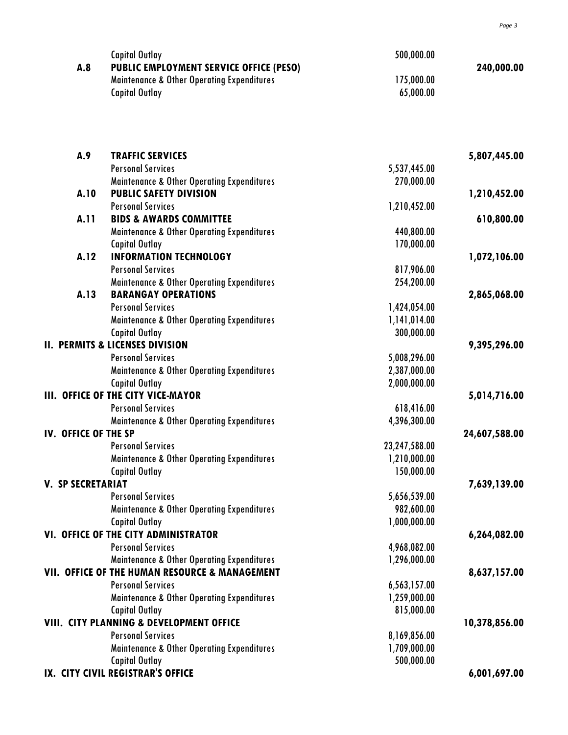| | | | |
|---|---|---|---|
| | Capital Outlay | 500,000.00 | |
| **A.8** | **PUBLIC EMPLOYMENT SERVICE OFFICE (PESO)** | | **240,000.00** |
| | Maintenance & Other Operating Expenditures | 175,000.00 | |
| | Capital Outlay | 65,000.00 | |
| **A.9** | **TRAFFIC SERVICES** | | **5,807,445.00** |
| | Personal Services | 5,537,445.00 | |
| | Maintenance & Other Operating Expenditures | 270,000.00 | |
| **A.10** | **PUBLIC SAFETY DIVISION** | | **1,210,452.00** |
| | Personal Services | 1,210,452.00 | |
| **A.11** | **BIDS & AWARDS COMMITTEE** | | **610,800.00** |
| | Maintenance & Other Operating Expenditures | 440,800.00 | |
| | Capital Outlay | 170,000.00 | |
| **A.12** | **INFORMATION TECHNOLOGY** | | **1,072,106.00** |
| | Personal Services | 817,906.00 | |
| | Maintenance & Other Operating Expenditures | 254,200.00 | |
| **A.13** | **BARANGAY OPERATIONS** | | **2,865,068.00** |
| | Personal Services | 1,424,054.00 | |
| | Maintenance & Other Operating Expenditures | 1,141,014.00 | |
| | Capital Outlay | 300,000.00 | |
| **II. PERMITS & LICENSES DIVISION** | | | **9,395,296.00** |
| | Personal Services | 5,008,296.00 | |
| | Maintenance & Other Operating Expenditures | 2,387,000.00 | |
| | Capital Outlay | 2,000,000.00 | |
| **III. OFFICE OF THE CITY VICE-MAYOR** | | | **5,014,716.00** |
| | Personal Services | 618,416.00 | |
| | Maintenance & Other Operating Expenditures | 4,396,300.00 | |
| **IV. OFFICE OF THE SP** | | | **24,607,588.00** |
| | Personal Services | 23,247,588.00 | |
| | Maintenance & Other Operating Expenditures | 1,210,000.00 | |
| | Capital Outlay | 150,000.00 | |
| **V. SP SECRETARIAT** | | | **7,639,139.00** |
| | Personal Services | 5,656,539.00 | |
| | Maintenance & Other Operating Expenditures | 982,600.00 | |
| | Capital Outlay | 1,000,000.00 | |
| **VI. OFFICE OF THE CITY ADMINISTRATOR** | | | **6,264,082.00** |
| | Personal Services | 4,968,082.00 | |
| | Maintenance & Other Operating Expenditures | 1,296,000.00 | |
| **VII. OFFICE OF THE HUMAN RESOURCE & MANAGEMENT** | | | **8,637,157.00** |
| | Personal Services | 6,563,157.00 | |
| | Maintenance & Other Operating Expenditures | 1,259,000.00 | |
| | Capital Outlay | 815,000.00 | |
| **VIII. CITY PLANNING & DEVELOPMENT OFFICE** | | | **10,378,856.00** |
| | Personal Services | 8,169,856.00 | |
| | Maintenance & Other Operating Expenditures | 1,709,000.00 | |
| | Capital Outlay | 500,000.00 | |
| **IX. CITY CIVIL REGISTRAR'S OFFICE** | | | **6,001,697.00** |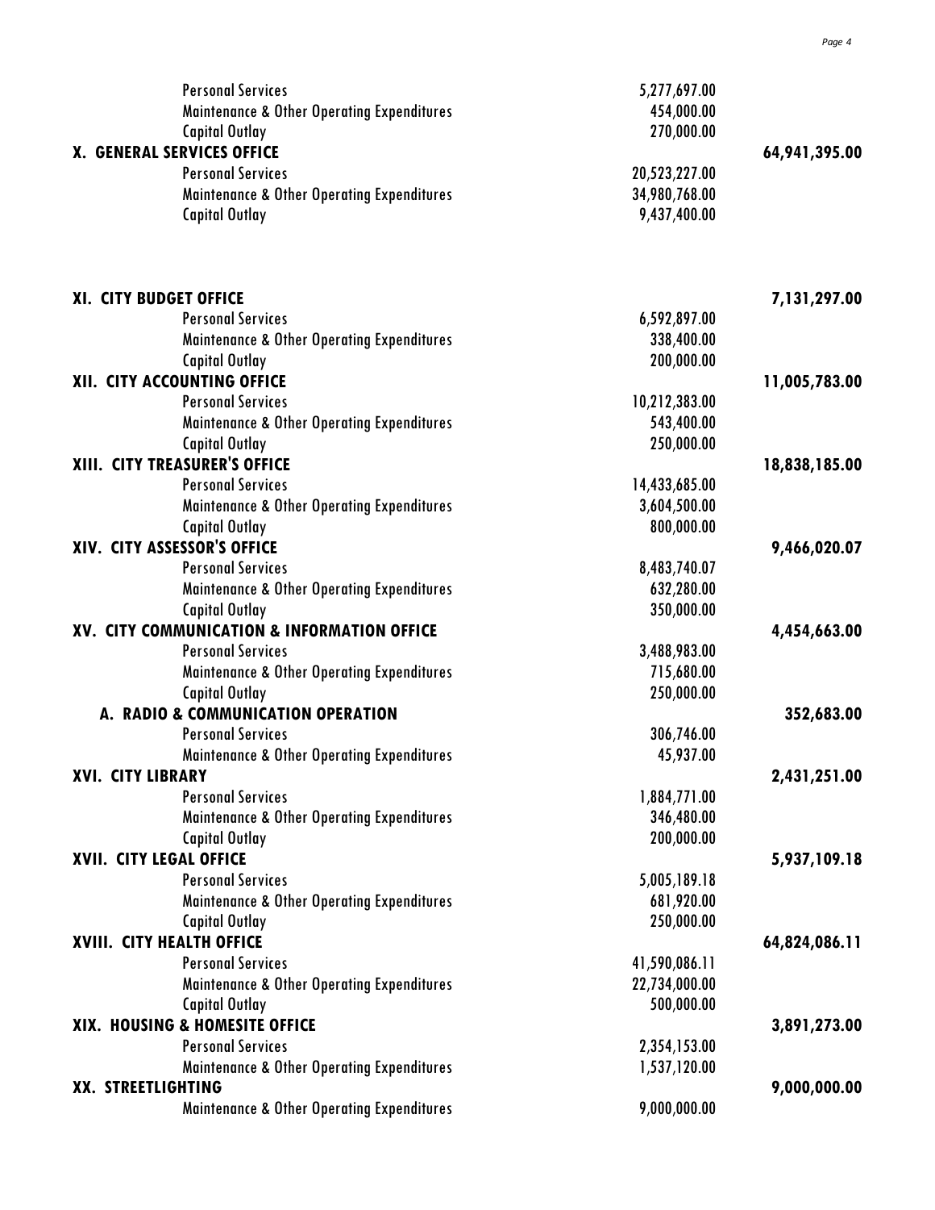| | | |
|---|---|---|
| Personal Services | 5,277,697.00 | |
| Maintenance & Other Operating Expenditures | 454,000.00 | |
| Capital Outlay | 270,000.00 | |
| **X. GENERAL SERVICES OFFICE** | | **64,941,395.00** |
| Personal Services | 20,523,227.00 | |
| Maintenance & Other Operating Expenditures | 34,980,768.00 | |
| Capital Outlay | 9,437,400.00 | |
| **XI. CITY BUDGET OFFICE** | | **7,131,297.00** |
| Personal Services | 6,592,897.00 | |
| Maintenance & Other Operating Expenditures | 338,400.00 | |
| Capital Outlay | 200,000.00 | |
| **XII. CITY ACCOUNTING OFFICE** | | **11,005,783.00** |
| Personal Services | 10,212,383.00 | |
| Maintenance & Other Operating Expenditures | 543,400.00 | |
| Capital Outlay | 250,000.00 | |
| **XIII. CITY TREASURER'S OFFICE** | | **18,838,185.00** |
| Personal Services | 14,433,685.00 | |
| Maintenance & Other Operating Expenditures | 3,604,500.00 | |
| Capital Outlay | 800,000.00 | |
| **XIV. CITY ASSESSOR'S OFFICE** | | **9,466,020.07** |
| Personal Services | 8,483,740.07 | |
| Maintenance & Other Operating Expenditures | 632,280.00 | |
| Capital Outlay | 350,000.00 | |
| **XV. CITY COMMUNICATION & INFORMATION OFFICE** | | **4,454,663.00** |
| Personal Services | 3,488,983.00 | |
| Maintenance & Other Operating Expenditures | 715,680.00 | |
| Capital Outlay | 250,000.00 | |
| **A. RADIO & COMMUNICATION OPERATION** | | **352,683.00** |
| Personal Services | 306,746.00 | |
| Maintenance & Other Operating Expenditures | 45,937.00 | |
| **XVI. CITY LIBRARY** | | **2,431,251.00** |
| Personal Services | 1,884,771.00 | |
| Maintenance & Other Operating Expenditures | 346,480.00 | |
| Capital Outlay | 200,000.00 | |
| **XVII. CITY LEGAL OFFICE** | | **5,937,109.18** |
| Personal Services | 5,005,189.18 | |
| Maintenance & Other Operating Expenditures | 681,920.00 | |
| Capital Outlay | 250,000.00 | |
| **XVIII. CITY HEALTH OFFICE** | | **64,824,086.11** |
| Personal Services | 41,590,086.11 | |
| Maintenance & Other Operating Expenditures | 22,734,000.00 | |
| Capital Outlay | 500,000.00 | |
| **XIX. HOUSING & HOMESITE OFFICE** | | **3,891,273.00** |
| Personal Services | 2,354,153.00 | |
| Maintenance & Other Operating Expenditures | 1,537,120.00 | |
| **XX. STREETLIGHTING** | | **9,000,000.00** |
| Maintenance & Other Operating Expenditures | 9,000,000.00 | |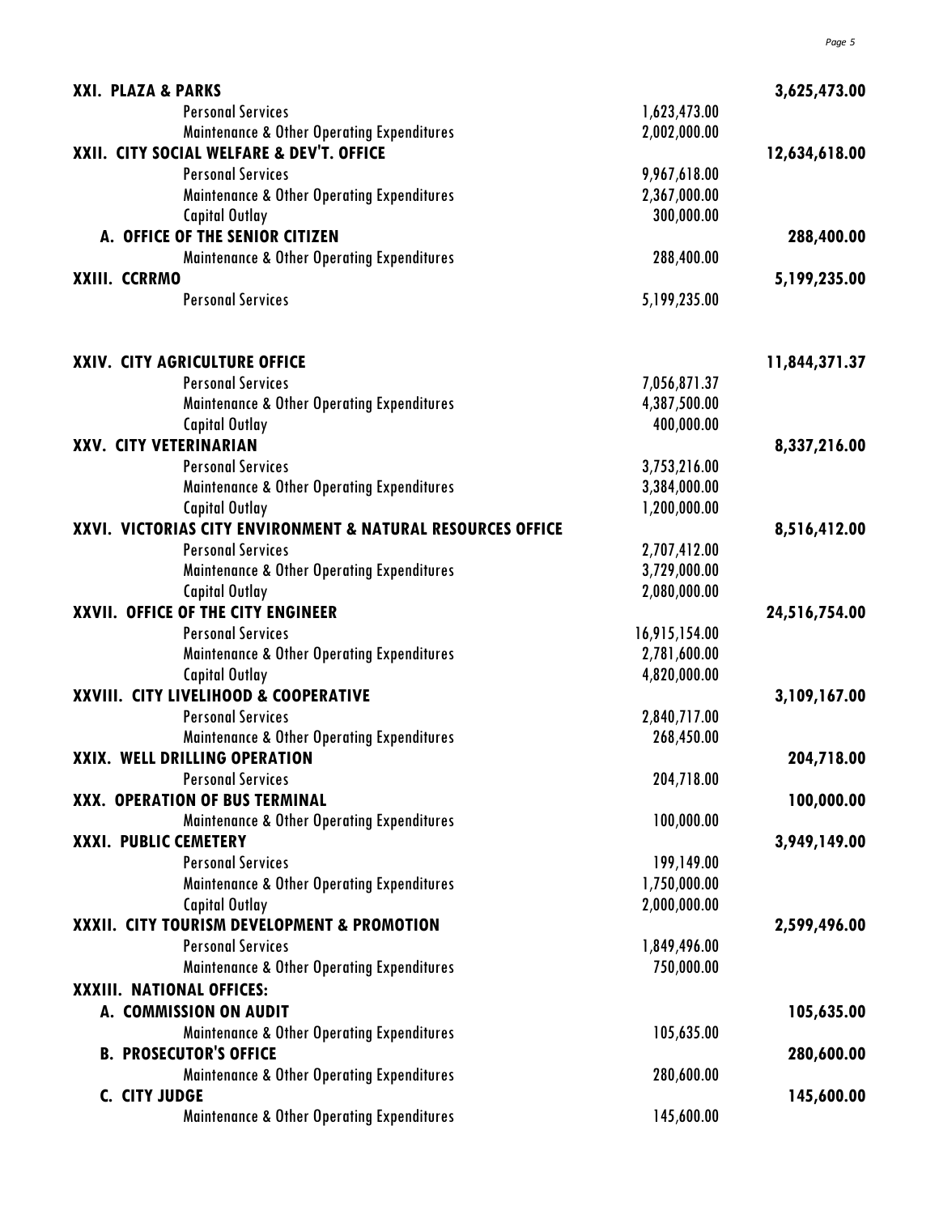| | | |
|---|---|---|
| **XXI. PLAZA & PARKS** | | **3,625,473.00** |
| Personal Services | 1,623,473.00 | |
| Maintenance & Other Operating Expenditures | 2,002,000.00 | |
| **XXII. CITY SOCIAL WELFARE & DEV'T. OFFICE** | | **12,634,618.00** |
| Personal Services | 9,967,618.00 | |
| Maintenance & Other Operating Expenditures | 2,367,000.00 | |
| Capital Outlay | 300,000.00 | |
| **A. OFFICE OF THE SENIOR CITIZEN** | | **288,400.00** |
| Maintenance & Other Operating Expenditures | 288,400.00 | |
| **XXIII. CCRRMO** | | **5,199,235.00** |
| Personal Services | 5,199,235.00 | |
| **XXIV. CITY AGRICULTURE OFFICE** | | **11,844,371.37** |
| Personal Services | 7,056,871.37 | |
| Maintenance & Other Operating Expenditures | 4,387,500.00 | |
| Capital Outlay | 400,000.00 | |
| **XXV. CITY VETERINARIAN** | | **8,337,216.00** |
| Personal Services | 3,753,216.00 | |
| Maintenance & Other Operating Expenditures | 3,384,000.00 | |
| Capital Outlay | 1,200,000.00 | |
| **XXVI. VICTORIAS CITY ENVIRONMENT & NATURAL RESOURCES OFFICE** | | **8,516,412.00** |
| Personal Services | 2,707,412.00 | |
| Maintenance & Other Operating Expenditures | 3,729,000.00 | |
| Capital Outlay | 2,080,000.00 | |
| **XXVII. OFFICE OF THE CITY ENGINEER** | | **24,516,754.00** |
| Personal Services | 16,915,154.00 | |
| Maintenance & Other Operating Expenditures | 2,781,600.00 | |
| Capital Outlay | 4,820,000.00 | |
| **XXVIII. CITY LIVELIHOOD & COOPERATIVE** | | **3,109,167.00** |
| Personal Services | 2,840,717.00 | |
| Maintenance & Other Operating Expenditures | 268,450.00 | |
| **XXIX. WELL DRILLING OPERATION** | | **204,718.00** |
| Personal Services | 204,718.00 | |
| **XXX. OPERATION OF BUS TERMINAL** | | **100,000.00** |
| Maintenance & Other Operating Expenditures | 100,000.00 | |
| **XXXI. PUBLIC CEMETERY** | | **3,949,149.00** |
| Personal Services | 199,149.00 | |
| Maintenance & Other Operating Expenditures | 1,750,000.00 | |
| Capital Outlay | 2,000,000.00 | |
| **XXXII. CITY TOURISM DEVELOPMENT & PROMOTION** | | **2,599,496.00** |
| Personal Services | 1,849,496.00 | |
| Maintenance & Other Operating Expenditures | 750,000.00 | |
| **XXXIII. NATIONAL OFFICES:** | | |
| **A. COMMISSION ON AUDIT** | | **105,635.00** |
| Maintenance & Other Operating Expenditures | 105,635.00 | |
| **B. PROSECUTOR'S OFFICE** | | **280,600.00** |
| Maintenance & Other Operating Expenditures | 280,600.00 | |
| **C. CITY JUDGE** | | **145,600.00** |
| Maintenance & Other Operating Expenditures | 145,600.00 | |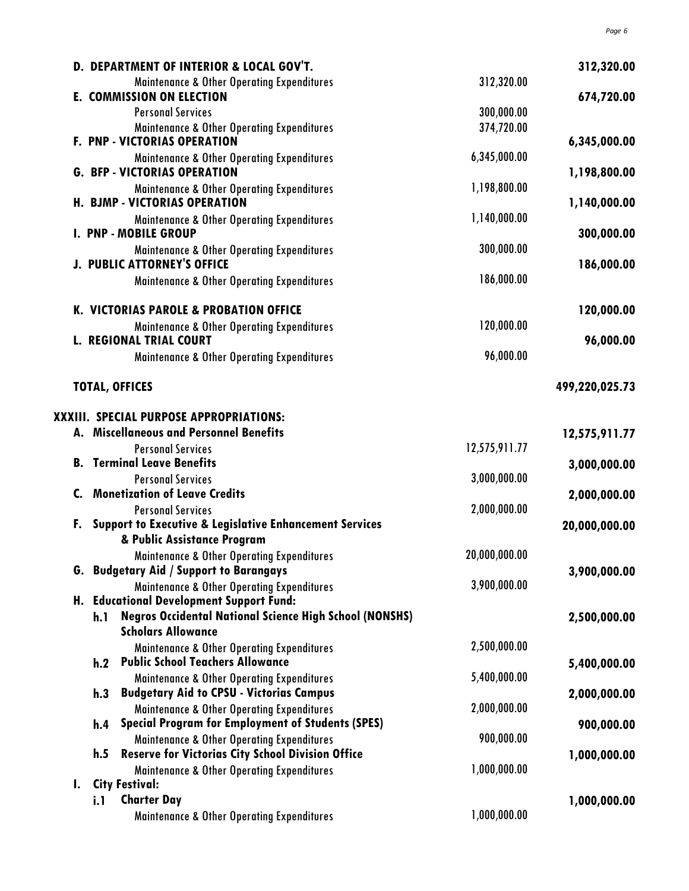| Item | Sub-amount | Total |
|---|---|---|
| **D. DEPARTMENT OF INTERIOR & LOCAL GOV'T.** | | **312,320.00** |
| Maintenance & Other Operating Expenditures | 312,320.00 | |
| **E. COMMISSION ON ELECTION** | | **674,720.00** |
| Personal Services | 300,000.00 | |
| Maintenance & Other Operating Expenditures | 374,720.00 | |
| **F. PNP - VICTORIAS OPERATION** | | **6,345,000.00** |
| Maintenance & Other Operating Expenditures | 6,345,000.00 | |
| **G. BFP - VICTORIAS OPERATION** | | **1,198,800.00** |
| Maintenance & Other Operating Expenditures | 1,198,800.00 | |
| **H. BJMP - VICTORIAS OPERATION** | | **1,140,000.00** |
| Maintenance & Other Operating Expenditures | 1,140,000.00 | |
| **I. PNP - MOBILE GROUP** | | **300,000.00** |
| Maintenance & Other Operating Expenditures | 300,000.00 | |
| **J. PUBLIC ATTORNEY'S OFFICE** | | **186,000.00** |
| Maintenance & Other Operating Expenditures | 186,000.00 | |
| **K. VICTORIAS PAROLE & PROBATION OFFICE** | | **120,000.00** |
| Maintenance & Other Operating Expenditures | 120,000.00 | |
| **L. REGIONAL TRIAL COURT** | | **96,000.00** |
| Maintenance & Other Operating Expenditures | 96,000.00 | |
| **TOTAL, OFFICES** | | **499,220,025.73** |
| **XXXIII. SPECIAL PURPOSE APPROPRIATIONS:** | | |
| **A. Miscellaneous and Personnel Benefits** | | **12,575,911.77** |
| Personal Services | 12,575,911.77 | |
| **B. Terminal Leave Benefits** | | **3,000,000.00** |
| Personal Services | 3,000,000.00 | |
| **C. Monetization of Leave Credits** | | **2,000,000.00** |
| Personal Services | 2,000,000.00 | |
| **F. Support to Executive & Legislative Enhancement Services & Public Assistance Program** | | **20,000,000.00** |
| Maintenance & Other Operating Expenditures | 20,000,000.00 | |
| **G. Budgetary Aid / Support to Barangays** | | **3,900,000.00** |
| Maintenance & Other Operating Expenditures | 3,900,000.00 | |
| **H. Educational Development Support Fund:** | | |
| **h.1 Negros Occidental National Science High School (NONSHS) Scholars Allowance** | | **2,500,000.00** |
| Maintenance & Other Operating Expenditures | 2,500,000.00 | |
| **h.2 Public School Teachers Allowance** | | **5,400,000.00** |
| Maintenance & Other Operating Expenditures | 5,400,000.00 | |
| **h.3 Budgetary Aid to CPSU - Victorias Campus** | | **2,000,000.00** |
| Maintenance & Other Operating Expenditures | 2,000,000.00 | |
| **h.4 Special Program for Employment of Students (SPES)** | | **900,000.00** |
| Maintenance & Other Operating Expenditures | 900,000.00 | |
| **h.5 Reserve for Victorias City School Division Office** | | **1,000,000.00** |
| Maintenance & Other Operating Expenditures | 1,000,000.00 | |
| **I. City Festival:** | | |
| **i.1 Charter Day** | | **1,000,000.00** |
| Maintenance & Other Operating Expenditures | 1,000,000.00 | |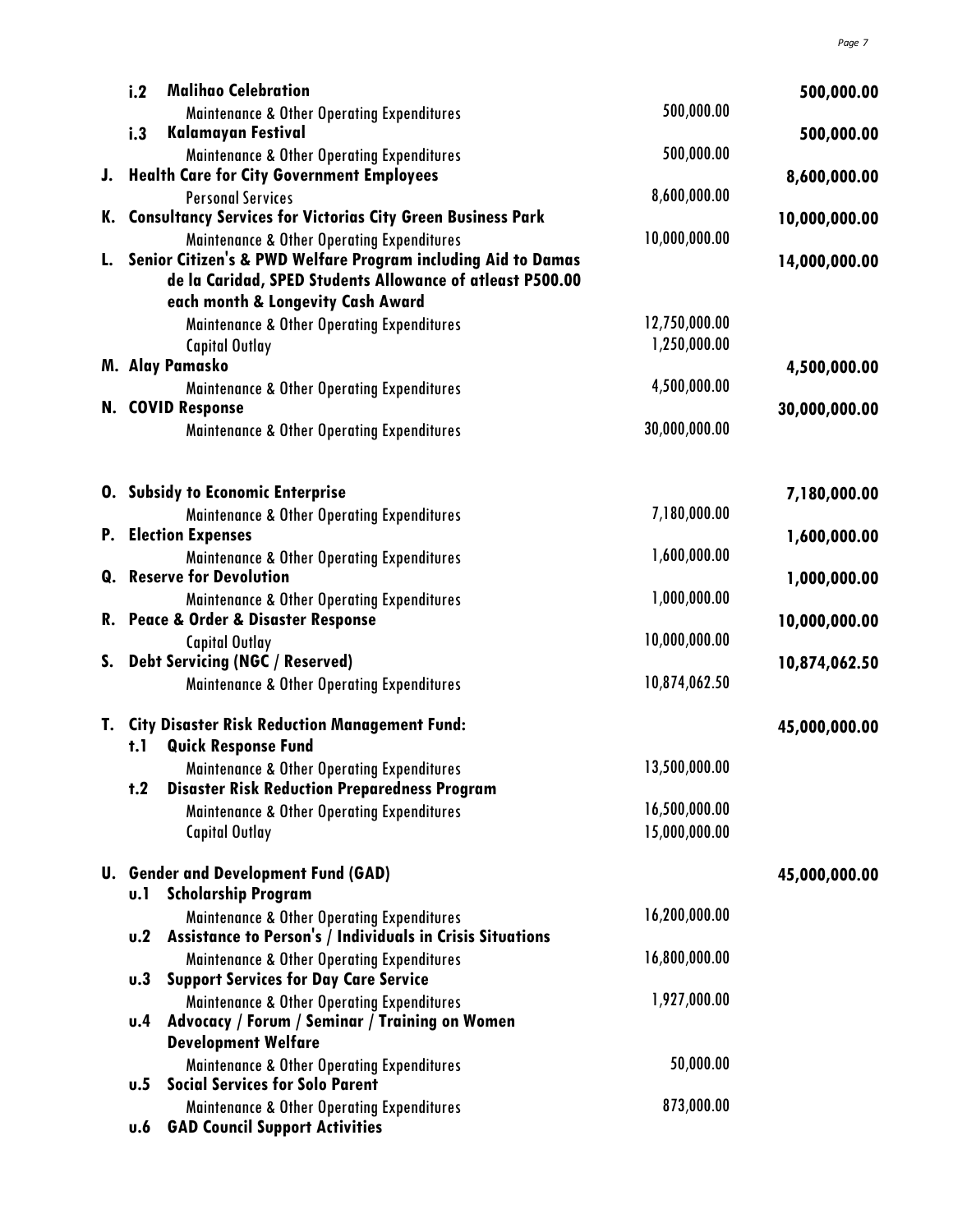| | | | |
|---|---|---|---|
| **i.2** | **Malihao Celebration** | | **500,000.00** |
| | Maintenance & Other Operating Expenditures | 500,000.00 | |
| **i.3** | **Kalamayan Festival** | | **500,000.00** |
| | Maintenance & Other Operating Expenditures | 500,000.00 | |
| **J.** | **Health Care for City Government Employees** | | **8,600,000.00** |
| | Personal Services | 8,600,000.00 | |
| **K.** | **Consultancy Services for Victorias City Green Business Park** | | **10,000,000.00** |
| | Maintenance & Other Operating Expenditures | 10,000,000.00 | |
| **L.** | **Senior Citizen's & PWD Welfare Program including Aid to Damas de la Caridad, SPED Students Allowance of atleast P500.00 each month & Longevity Cash Award** | | **14,000,000.00** |
| | Maintenance & Other Operating Expenditures | 12,750,000.00 | |
| | Capital Outlay | 1,250,000.00 | |
| **M.** | **Alay Pamasko** | | **4,500,000.00** |
| | Maintenance & Other Operating Expenditures | 4,500,000.00 | |
| **N.** | **COVID Response** | | **30,000,000.00** |
| | Maintenance & Other Operating Expenditures | 30,000,000.00 | |
| **O.** | **Subsidy to Economic Enterprise** | | **7,180,000.00** |
| | Maintenance & Other Operating Expenditures | 7,180,000.00 | |
| **P.** | **Election Expenses** | | **1,600,000.00** |
| | Maintenance & Other Operating Expenditures | 1,600,000.00 | |
| **Q.** | **Reserve for Devolution** | | **1,000,000.00** |
| | Maintenance & Other Operating Expenditures | 1,000,000.00 | |
| **R.** | **Peace & Order & Disaster Response** | | **10,000,000.00** |
| | Capital Outlay | 10,000,000.00 | |
| **S.** | **Debt Servicing (NGC / Reserved)** | | **10,874,062.50** |
| | Maintenance & Other Operating Expenditures | 10,874,062.50 | |
| **T.** | **City Disaster Risk Reduction Management Fund:** | | **45,000,000.00** |
| **t.1** | **Quick Response Fund** | | |
| | Maintenance & Other Operating Expenditures | 13,500,000.00 | |
| **t.2** | **Disaster Risk Reduction Preparedness Program** | | |
| | Maintenance & Other Operating Expenditures | 16,500,000.00 | |
| | Capital Outlay | 15,000,000.00 | |
| **U.** | **Gender and Development Fund (GAD)** | | **45,000,000.00** |
| **u.1** | **Scholarship Program** | | |
| | Maintenance & Other Operating Expenditures | 16,200,000.00 | |
| **u.2** | **Assistance to Person's / Individuals in Crisis Situations** | | |
| | Maintenance & Other Operating Expenditures | 16,800,000.00 | |
| **u.3** | **Support Services for Day Care Service** | | |
| | Maintenance & Other Operating Expenditures | 1,927,000.00 | |
| **u.4** | **Advocacy / Forum / Seminar / Training on Women Development Welfare** | | |
| | Maintenance & Other Operating Expenditures | 50,000.00 | |
| **u.5** | **Social Services for Solo Parent** | | |
| | Maintenance & Other Operating Expenditures | 873,000.00 | |
| **u.6** | **GAD Council Support Activities** | | |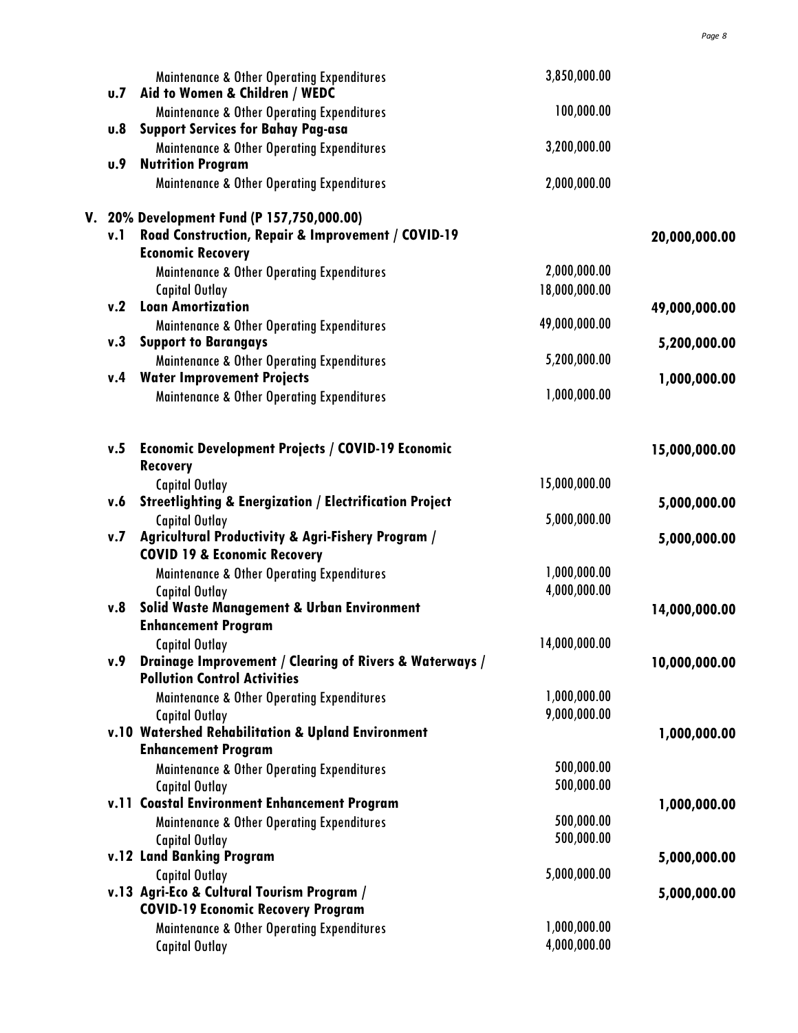| | | | |
|---|---|---|---|
| | Maintenance & Other Operating Expenditures | 3,850,000.00 | |
| **u.7** | **Aid to Women & Children / WEDC** | | |
| | Maintenance & Other Operating Expenditures | 100,000.00 | |
| **u.8** | **Support Services for Bahay Pag-asa** | | |
| | Maintenance & Other Operating Expenditures | 3,200,000.00 | |
| **u.9** | **Nutrition Program** | | |
| | Maintenance & Other Operating Expenditures | 2,000,000.00 | |

## V. 20% Development Fund (P 157,750,000.00)

| | | | |
|---|---|---|---|
| **v.1** | **Road Construction, Repair & Improvement / COVID-19 Economic Recovery** | | **20,000,000.00** |
| | Maintenance & Other Operating Expenditures | 2,000,000.00 | |
| | Capital Outlay | 18,000,000.00 | |
| **v.2** | **Loan Amortization** | | **49,000,000.00** |
| | Maintenance & Other Operating Expenditures | 49,000,000.00 | |
| **v.3** | **Support to Barangays** | | **5,200,000.00** |
| | Maintenance & Other Operating Expenditures | 5,200,000.00 | |
| **v.4** | **Water Improvement Projects** | | **1,000,000.00** |
| | Maintenance & Other Operating Expenditures | 1,000,000.00 | |
| **v.5** | **Economic Development Projects / COVID-19 Economic Recovery** | | **15,000,000.00** |
| | Capital Outlay | 15,000,000.00 | |
| **v.6** | **Streetlighting & Energization / Electrification Project** | | **5,000,000.00** |
| | Capital Outlay | 5,000,000.00 | |
| **v.7** | **Agricultural Productivity & Agri-Fishery Program / COVID 19 & Economic Recovery** | | **5,000,000.00** |
| | Maintenance & Other Operating Expenditures | 1,000,000.00 | |
| | Capital Outlay | 4,000,000.00 | |
| **v.8** | **Solid Waste Management & Urban Environment Enhancement Program** | | **14,000,000.00** |
| | Capital Outlay | 14,000,000.00 | |
| **v.9** | **Drainage Improvement / Clearing of Rivers & Waterways / Pollution Control Activities** | | **10,000,000.00** |
| | Maintenance & Other Operating Expenditures | 1,000,000.00 | |
| | Capital Outlay | 9,000,000.00 | |
| **v.10** | **Watershed Rehabilitation & Upland Environment Enhancement Program** | | **1,000,000.00** |
| | Maintenance & Other Operating Expenditures | 500,000.00 | |
| | Capital Outlay | 500,000.00 | |
| **v.11** | **Coastal Environment Enhancement Program** | | **1,000,000.00** |
| | Maintenance & Other Operating Expenditures | 500,000.00 | |
| | Capital Outlay | 500,000.00 | |
| **v.12** | **Land Banking Program** | | **5,000,000.00** |
| | Capital Outlay | 5,000,000.00 | |
| **v.13** | **Agri-Eco & Cultural Tourism Program / COVID-19 Economic Recovery Program** | | **5,000,000.00** |
| | Maintenance & Other Operating Expenditures | 1,000,000.00 | |
| | Capital Outlay | 4,000,000.00 | |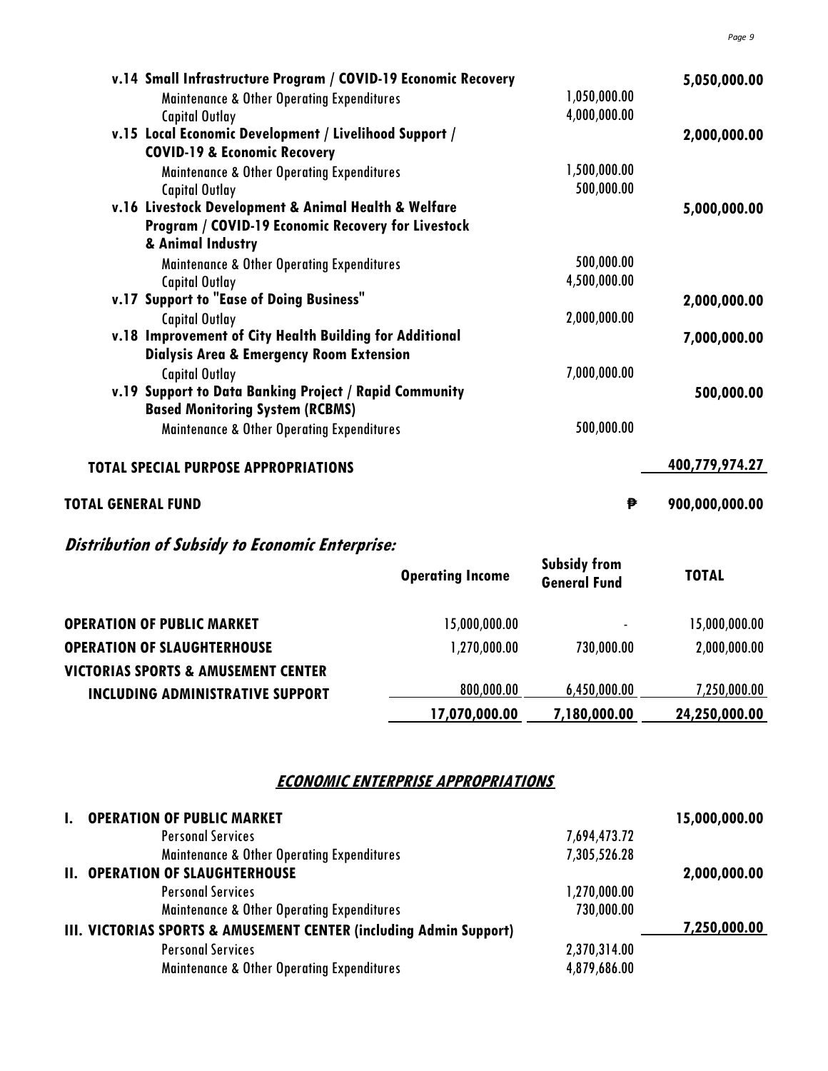| | | |
|---|---|---|
| **v.14 Small Infrastructure Program / COVID-19 Economic Recovery** | | **5,050,000.00** |
| Maintenance & Other Operating Expenditures | 1,050,000.00 | |
| Capital Outlay | 4,000,000.00 | |
| **v.15 Local Economic Development / Livelihood Support / COVID-19 & Economic Recovery** | | **2,000,000.00** |
| Maintenance & Other Operating Expenditures | 1,500,000.00 | |
| Capital Outlay | 500,000.00 | |
| **v.16 Livestock Development & Animal Health & Welfare Program / COVID-19 Economic Recovery for Livestock & Animal Industry** | | **5,000,000.00** |
| Maintenance & Other Operating Expenditures | 500,000.00 | |
| Capital Outlay | 4,500,000.00 | |
| **v.17 Support to "Ease of Doing Business"** | | **2,000,000.00** |
| Capital Outlay | 2,000,000.00 | |
| **v.18 Improvement of City Health Building for Additional Dialysis Area & Emergency Room Extension** | | **7,000,000.00** |
| Capital Outlay | 7,000,000.00 | |
| **v.19 Support to Data Banking Project / Rapid Community Based Monitoring System (RCBMS)** | | **500,000.00** |
| Maintenance & Other Operating Expenditures | 500,000.00 | |
| **TOTAL SPECIAL PURPOSE APPROPRIATIONS** | | **400,779,974.27** |
| **TOTAL GENERAL FUND** | **₱** | **900,000,000.00** |

## *Distribution of Subsidy to Economic Enterprise:*

| | Operating Income | Subsidy from General Fund | TOTAL |
|---|---|---|---|
| **OPERATION OF PUBLIC MARKET** | 15,000,000.00 | - | 15,000,000.00 |
| **OPERATION OF SLAUGHTERHOUSE** | 1,270,000.00 | 730,000.00 | 2,000,000.00 |
| **VICTORIAS SPORTS & AMUSEMENT CENTER INCLUDING ADMINISTRATIVE SUPPORT** | 800,000.00 | 6,450,000.00 | 7,250,000.00 |
| | **17,070,000.00** | **7,180,000.00** | **24,250,000.00** |

## ***ECONOMIC ENTERPRISE APPROPRIATIONS***

| | | |
|---|---|---|
| **I. OPERATION OF PUBLIC MARKET** | | **15,000,000.00** |
| Personal Services | 7,694,473.72 | |
| Maintenance & Other Operating Expenditures | 7,305,526.28 | |
| **II. OPERATION OF SLAUGHTERHOUSE** | | **2,000,000.00** |
| Personal Services | 1,270,000.00 | |
| Maintenance & Other Operating Expenditures | 730,000.00 | |
| **III. VICTORIAS SPORTS & AMUSEMENT CENTER (including Admin Support)** | | **7,250,000.00** |
| Personal Services | 2,370,314.00 | |
| Maintenance & Other Operating Expenditures | 4,879,686.00 | |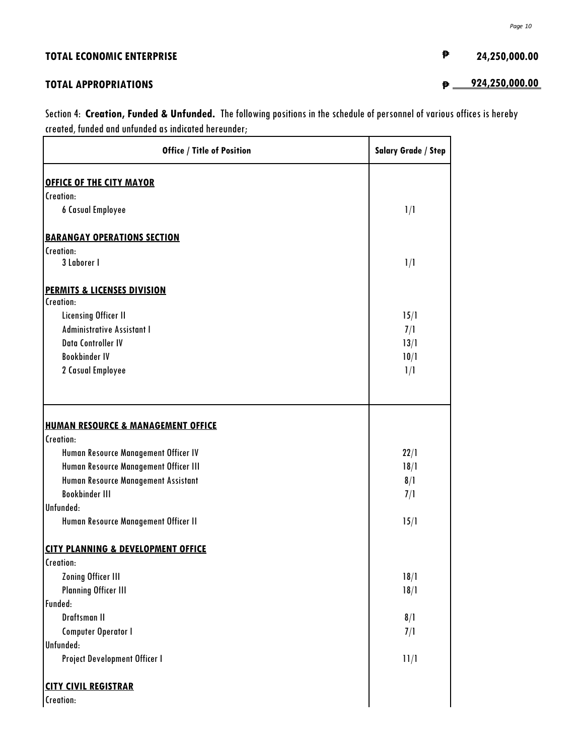**TOTAL ECONOMIC ENTERPRISE** ₱ **24,250,000.00**

**TOTAL APPROPRIATIONS** ₱ **924,250,000.00**

Section 4: **Creation, Funded & Unfunded.** The following positions in the schedule of personnel of various offices is hereby created, funded and unfunded as indicated hereunder;

| Office / Title of Position | Salary Grade / Step |
|---|---|
| **OFFICE OF THE CITY MAYOR** | |
| Creation: | |
| 6 Casual Employee | 1/1 |
| **BARANGAY OPERATIONS SECTION** | |
| Creation: | |
| 3 Laborer I | 1/1 |
| **PERMITS & LICENSES DIVISION** | |
| Creation: | |
| Licensing Officer II | 15/1 |
| Administrative Assistant I | 7/1 |
| Data Controller IV | 13/1 |
| Bookbinder IV | 10/1 |
| 2 Casual Employee | 1/1 |
| **HUMAN RESOURCE & MANAGEMENT OFFICE** | |
| Creation: | |
| Human Resource Management Officer IV | 22/1 |
| Human Resource Management Officer III | 18/1 |
| Human Resource Management Assistant | 8/1 |
| Bookbinder III | 7/1 |
| Unfunded: | |
| Human Resource Management Officer II | 15/1 |
| **CITY PLANNING & DEVELOPMENT OFFICE** | |
| Creation: | |
| Zoning Officer III | 18/1 |
| Planning Officer III | 18/1 |
| Funded: | |
| Draftsman II | 8/1 |
| Computer Operator I | 7/1 |
| Unfunded: | |
| Project Development Officer I | 11/1 |
| **CITY CIVIL REGISTRAR** | |
| Creation: | |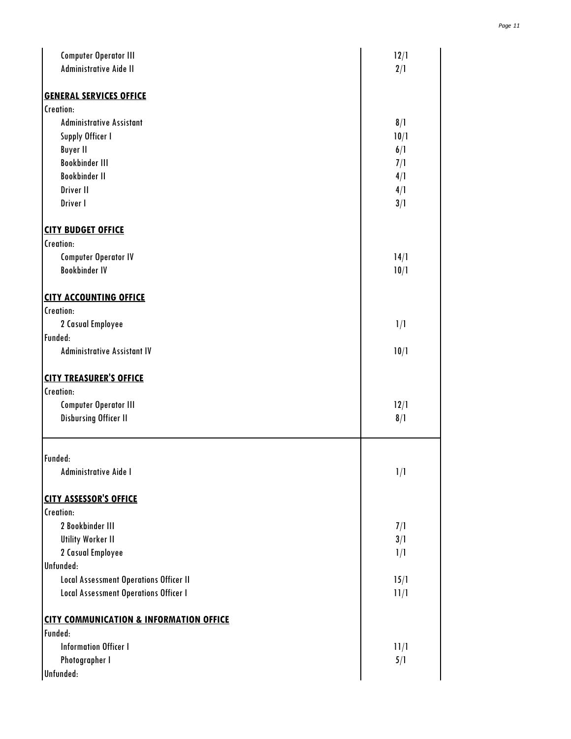| | |
|---|---|
| Computer Operator III | 12/1 |
| Administrative Aide II | 2/1 |
| | |
| **GENERAL SERVICES OFFICE** | |
| Creation: | |
| Administrative Assistant | 8/1 |
| Supply Officer I | 10/1 |
| Buyer II | 6/1 |
| Bookbinder III | 7/1 |
| Bookbinder II | 4/1 |
| Driver II | 4/1 |
| Driver I | 3/1 |
| | |
| **CITY BUDGET OFFICE** | |
| Creation: | |
| Computer Operator IV | 14/1 |
| Bookbinder IV | 10/1 |
| | |
| **CITY ACCOUNTING OFFICE** | |
| Creation: | |
| 2 Casual Employee | 1/1 |
| Funded: | |
| Administrative Assistant IV | 10/1 |
| | |
| **CITY TREASURER'S OFFICE** | |
| Creation: | |
| Computer Operator III | 12/1 |
| Disbursing Officer II | 8/1 |
| | |
| Funded: | |
| Administrative Aide I | 1/1 |
| | |
| **CITY ASSESSOR'S OFFICE** | |
| Creation: | |
| 2 Bookbinder III | 7/1 |
| Utility Worker II | 3/1 |
| 2 Casual Employee | 1/1 |
| Unfunded: | |
| Local Assessment Operations Officer II | 15/1 |
| Local Assessment Operations Officer I | 11/1 |
| | |
| **CITY COMMUNICATION & INFORMATION OFFICE** | |
| Funded: | |
| Information Officer I | 11/1 |
| Photographer I | 5/1 |
| Unfunded: | |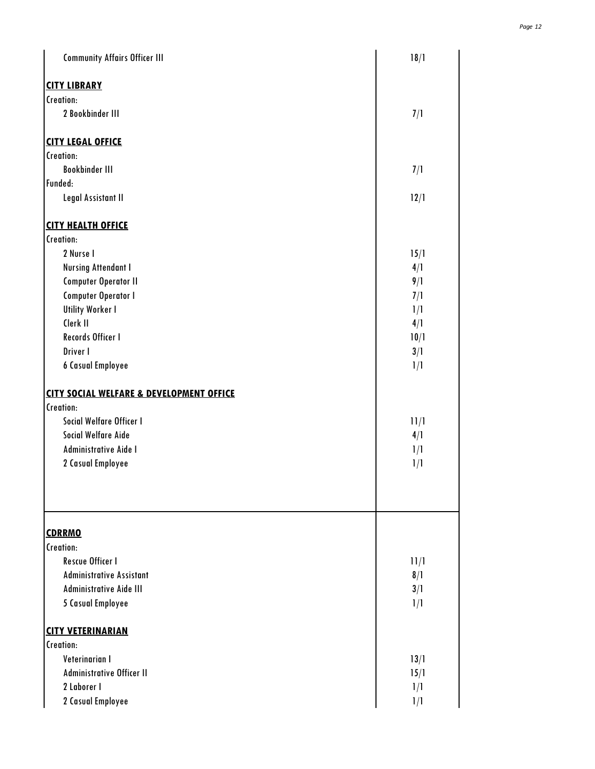| | |
|---|---|
| Community Affairs Officer III | 18/1 |
| **CITY LIBRARY** | |
| Creation: | |
| 2 Bookbinder III | 7/1 |
| **CITY LEGAL OFFICE** | |
| Creation: | |
| Bookbinder III | 7/1 |
| Funded: | |
| Legal Assistant II | 12/1 |
| **CITY HEALTH OFFICE** | |
| Creation: | |
| 2 Nurse I | 15/1 |
| Nursing Attendant I | 4/1 |
| Computer Operator II | 9/1 |
| Computer Operator I | 7/1 |
| Utility Worker I | 1/1 |
| Clerk II | 4/1 |
| Records Officer I | 10/1 |
| Driver I | 3/1 |
| 6 Casual Employee | 1/1 |
| **CITY SOCIAL WELFARE & DEVELOPMENT OFFICE** | |
| Creation: | |
| Social Welfare Officer I | 11/1 |
| Social Welfare Aide | 4/1 |
| Administrative Aide I | 1/1 |
| 2 Casual Employee | 1/1 |
| **CDRRMO** | |
| Creation: | |
| Rescue Officer I | 11/1 |
| Administrative Assistant | 8/1 |
| Administrative Aide III | 3/1 |
| 5 Casual Employee | 1/1 |
| **CITY VETERINARIAN** | |
| Creation: | |
| Veterinarian I | 13/1 |
| Administrative Officer II | 15/1 |
| 2 Laborer I | 1/1 |
| 2 Casual Employee | 1/1 |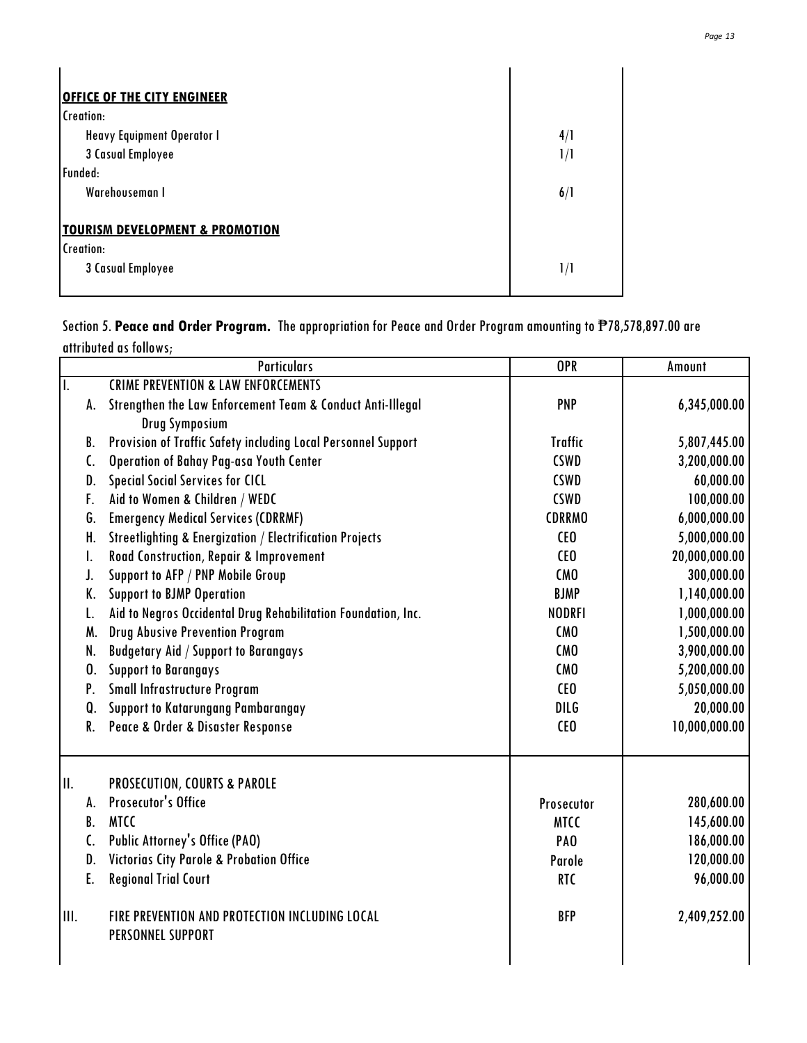| | |
|---|---|
| **OFFICE OF THE CITY ENGINEER** | |
| Creation: | |
| Heavy Equipment Operator I | 4/1 |
| 3 Casual Employee | 1/1 |
| Funded: | |
| Warehouseman I | 6/1 |
| **TOURISM DEVELOPMENT & PROMOTION** | |
| Creation: | |
| 3 Casual Employee | 1/1 |

Section 5. **Peace and Order Program.** The appropriation for Peace and Order Program amounting to ₱78,578,897.00 are attributed as follows;

| | | Particulars | OPR | Amount |
|---|---|---|---|---|
| I. | | CRIME PREVENTION & LAW ENFORCEMENTS | | |
| | A. | Strengthen the Law Enforcement Team & Conduct Anti-Illegal Drug Symposium | PNP | 6,345,000.00 |
| | B. | Provision of Traffic Safety including Local Personnel Support | Traffic | 5,807,445.00 |
| | C. | Operation of Bahay Pag-asa Youth Center | CSWD | 3,200,000.00 |
| | D. | Special Social Services for CICL | CSWD | 60,000.00 |
| | F. | Aid to Women & Children / WEDC | CSWD | 100,000.00 |
| | G. | Emergency Medical Services (CDRRMF) | CDRRMO | 6,000,000.00 |
| | H. | Streetlighting & Energization / Electrification Projects | CEO | 5,000,000.00 |
| | I. | Road Construction, Repair & Improvement | CEO | 20,000,000.00 |
| | J. | Support to AFP / PNP Mobile Group | CMO | 300,000.00 |
| | K. | Support to BJMP Operation | BJMP | 1,140,000.00 |
| | L. | Aid to Negros Occidental Drug Rehabilitation Foundation, Inc. | NODRFI | 1,000,000.00 |
| | M. | Drug Abusive Prevention Program | CMO | 1,500,000.00 |
| | N. | Budgetary Aid / Support to Barangays | CMO | 3,900,000.00 |
| | O. | Support to Barangays | CMO | 5,200,000.00 |
| | P. | Small Infrastructure Program | CEO | 5,050,000.00 |
| | Q. | Support to Katarungang Pambarangay | DILG | 20,000.00 |
| | R. | Peace & Order & Disaster Response | CEO | 10,000,000.00 |
| II. | | PROSECUTION, COURTS & PAROLE | | |
| | A. | Prosecutor's Office | Prosecutor | 280,600.00 |
| | B. | MTCC | MTCC | 145,600.00 |
| | C. | Public Attorney's Office (PAO) | PAO | 186,000.00 |
| | D. | Victorias City Parole & Probation Office | Parole | 120,000.00 |
| | E. | Regional Trial Court | RTC | 96,000.00 |
| III. | | FIRE PREVENTION AND PROTECTION INCLUDING LOCAL PERSONNEL SUPPORT | BFP | 2,409,252.00 |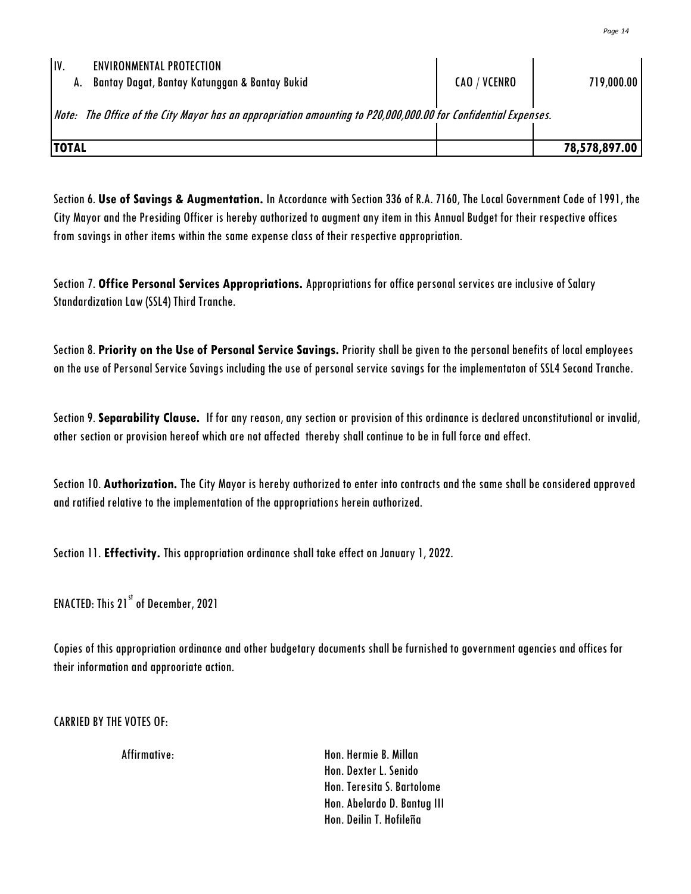| IV. | ENVIRONMENTAL PROTECTION | | |
|---|---|---|---|
| | A. Bantay Dagat, Bantay Katunggan & Bantay Bukid | CAO / VCENRO | 719,000.00 |
| | *Note: The Office of the City Mayor has an appropriation amounting to P20,000,000.00 for Confidential Expenses.* | | |
| **TOTAL** | | | **78,578,897.00** |

Section 6. **Use of Savings & Augmentation.** In Accordance with Section 336 of R.A. 7160, The Local Government Code of 1991, the City Mayor and the Presiding Officer is hereby authorized to augment any item in this Annual Budget for their respective offices from savings in other items within the same expense class of their respective appropriation.

Section 7. **Office Personal Services Appropriations.** Appropriations for office personal services are inclusive of Salary Standardization Law (SSL4) Third Tranche.

Section 8. **Priority on the Use of Personal Service Savings.** Priority shall be given to the personal benefits of local employees on the use of Personal Service Savings including the use of personal service savings for the implementaton of SSL4 Second Tranche.

Section 9. **Separability Clause.** If for any reason, any section or provision of this ordinance is declared unconstitutional or invalid, other section or provision hereof which are not affected thereby shall continue to be in full force and effect.

Section 10. **Authorization.** The City Mayor is hereby authorized to enter into contracts and the same shall be considered approved and ratified relative to the implementation of the appropriations herein authorized.

Section 11. **Effectivity.** This appropriation ordinance shall take effect on January 1, 2022.

ENACTED: This 21st of December, 2021

Copies of this appropriation ordinance and other budgetary documents shall be furnished to government agencies and offices for their information and approoriate action.

CARRIED BY THE VOTES OF:

Affirmative:

Hon. Hermie B. Millan
Hon. Dexter L. Senido
Hon. Teresita S. Bartolome
Hon. Abelardo D. Bantug III
Hon. Deilin T. Hofileña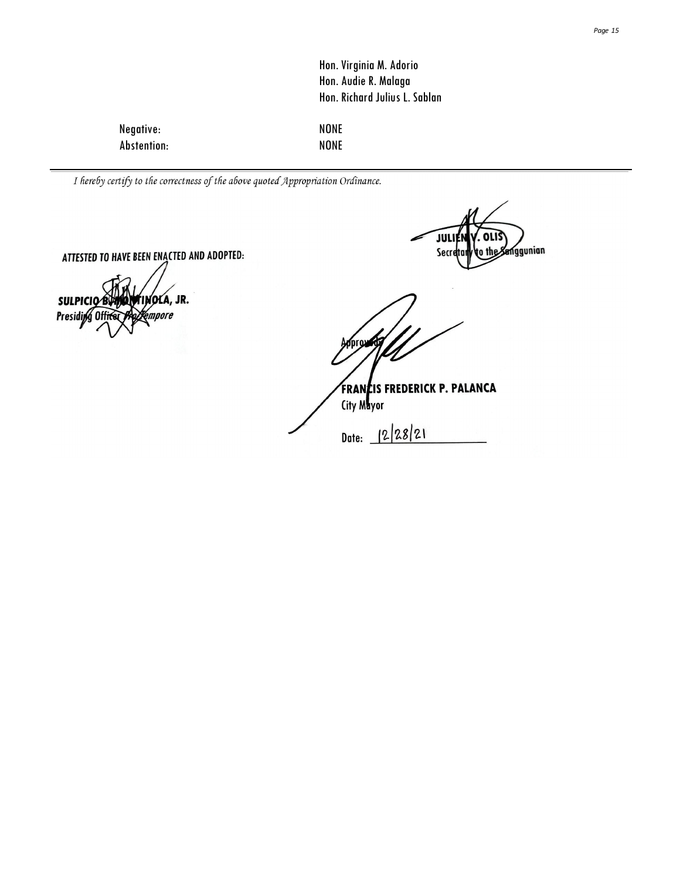Hon. Virginia M. Adorio
Hon. Audie R. Malaga
Hon. Richard Julius L. Sablan

Negative: NONE
Abstention: NONE

---

*I hereby certify to the correctness of the above quoted Appropriation Ordinance.*

**JULIEN Y. OLIS**
Secretary to the Sanggunian

**ATTESTED TO HAVE BEEN ENACTED AND ADOPTED:**

**SULPICIO B. MONTINOLA, JR.**
*Presiding Officer Pro Tempore*

Approved:

**FRANCIS FREDERICK P. PALANCA**
City Mayor

Date: 12/28/21